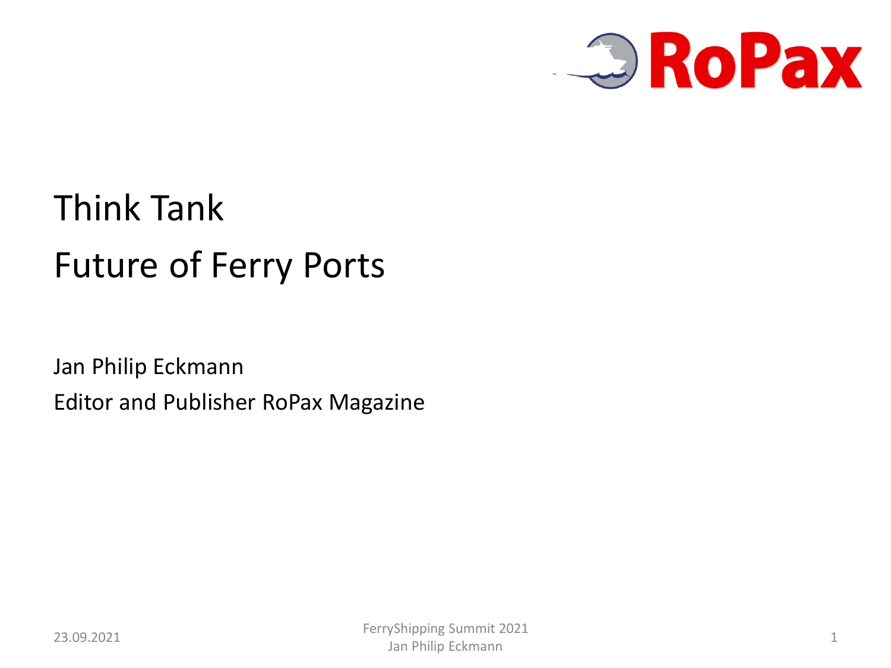# Think Tank

# Future of Ferry Ports

Jan Philip Eckmann

Editor and Publisher RoPax Magazine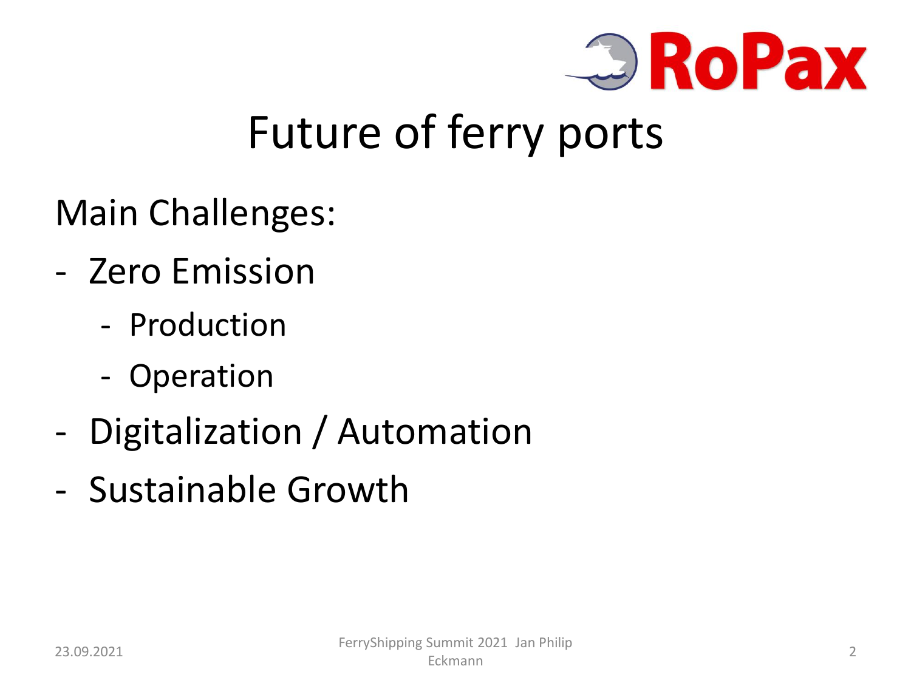RoPax

# Future of ferry ports

Main Challenges:

- Zero Emission
  - Production
  - Operation
- Digitalization / Automation
- Sustainable Growth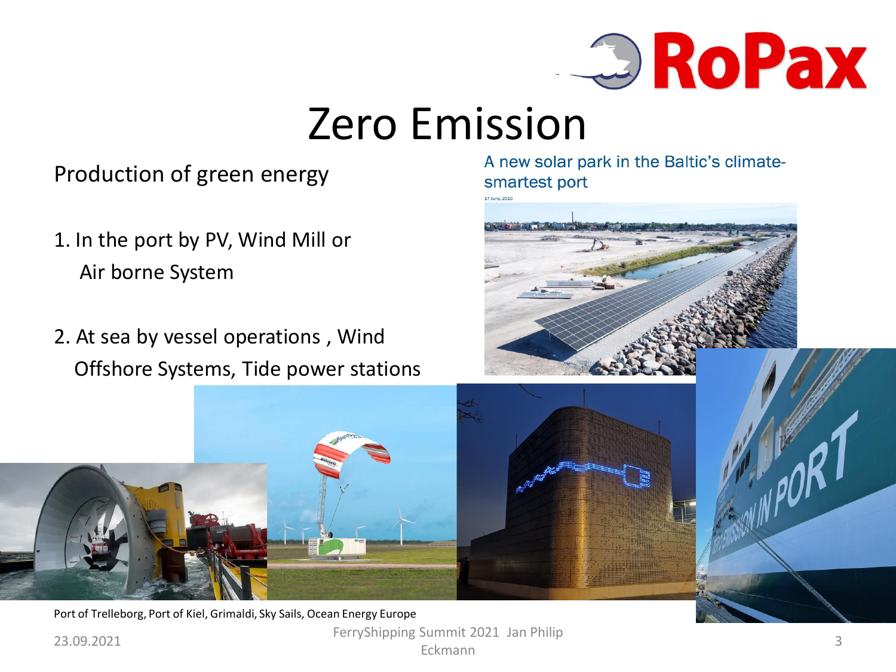# Zero Emission

Production of green energy

1. In the port by PV, Wind Mill or Air borne System

2. At sea by vessel operations , Wind Offshore Systems, Tide power stations

A new solar park in the Baltic's climate-smartest port

17 June, 2020

Port of Trelleborg, Port of Kiel, Grimaldi, Sky Sails, Ocean Energy Europe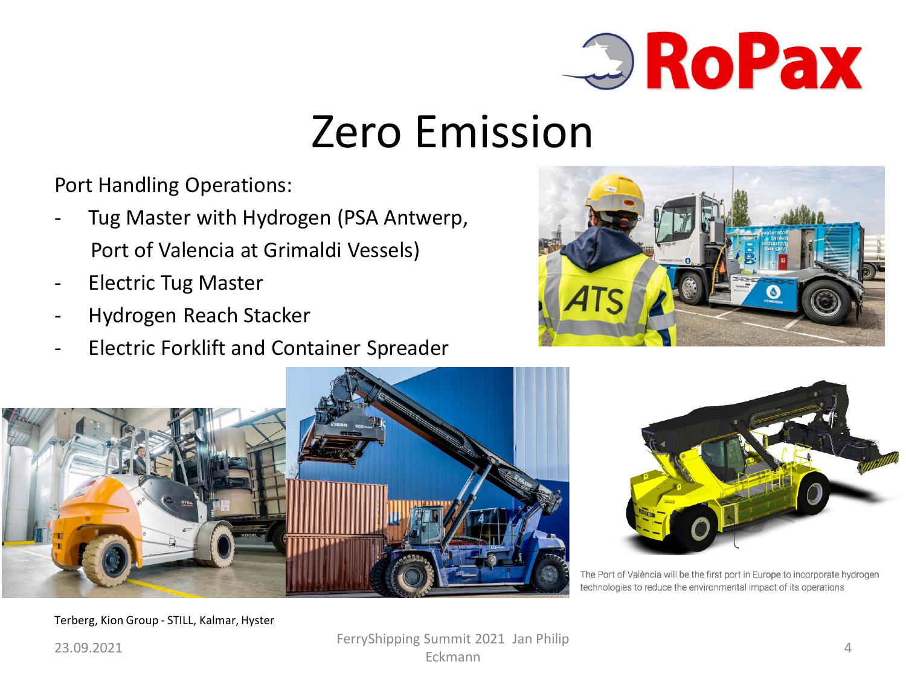# Zero Emission

Port Handling Operations:

- Tug Master with Hydrogen (PSA Antwerp, Port of Valencia at Grimaldi Vessels)
- Electric Tug Master
- Hydrogen Reach Stacker
- Electric Forklift and Container Spreader

The Port of València will be the first port in Europe to incorporate hydrogen technologies to reduce the environmental impact of its operations

Terberg, Kion Group - STILL, Kalmar, Hyster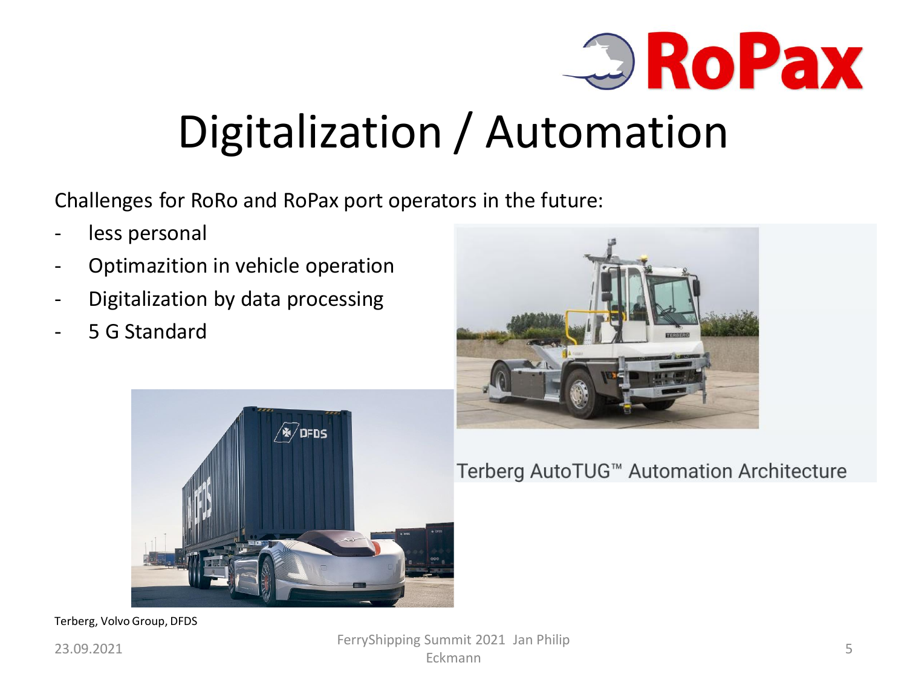RoPax

# Digitalization / Automation

Challenges for RoRo and RoPax port operators in the future:

- less personal
- Optimazition in vehicle operation
- Digitalization by data processing
- 5 G Standard

Terberg AutoTUG™ Automation Architecture

Terberg, Volvo Group, DFDS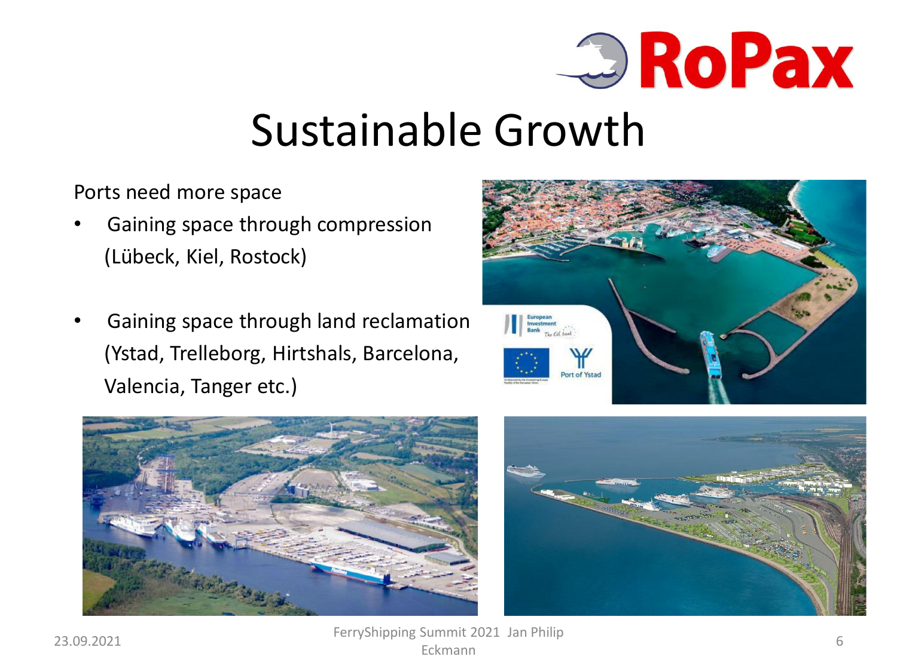# Sustainable Growth

Ports need more space

- Gaining space through compression (Lübeck, Kiel, Rostock)
- Gaining space through land reclamation (Ystad, Trelleborg, Hirtshals, Barcelona, Valencia, Tanger etc.)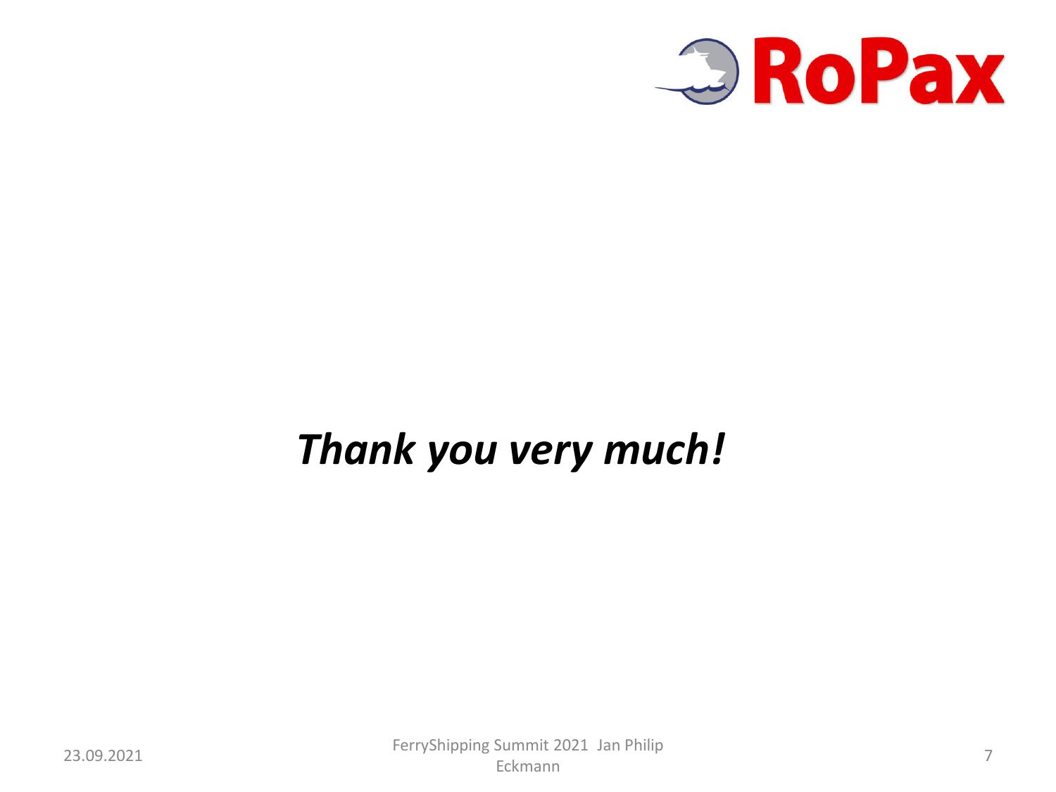RoPax

*Thank you very much!*